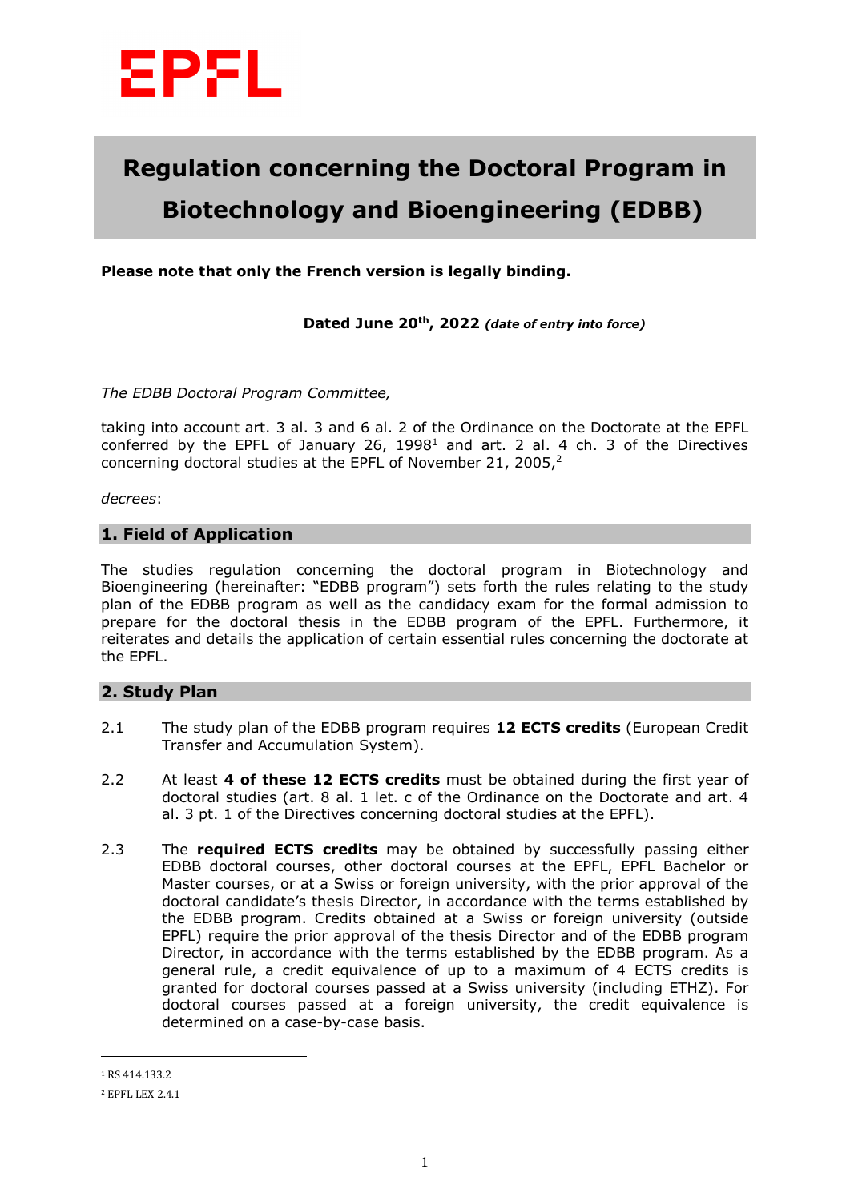EPFL

# Regulation concerning the Doctoral Program in Biotechnology and Bioengineering (EDBB)

**Please note that only the French version is legally binding.**

**Dated June 20th, 2022** ***(date of entry into force)***

*The EDBB Doctoral Program Committee,*

taking into account art. 3 al. 3 and 6 al. 2 of the Ordinance on the Doctorate at the EPFL conferred by the EPFL of January 26, 1998[1] and art. 2 al. 4 ch. 3 of the Directives concerning doctoral studies at the EPFL of November 21, 2005,[2]

*decrees*:

## 1. Field of Application

The studies regulation concerning the doctoral program in Biotechnology and Bioengineering (hereinafter: "EDBB program") sets forth the rules relating to the study plan of the EDBB program as well as the candidacy exam for the formal admission to prepare for the doctoral thesis in the EDBB program of the EPFL. Furthermore, it reiterates and details the application of certain essential rules concerning the doctorate at the EPFL.

## 2. Study Plan

2.1 The study plan of the EDBB program requires **12 ECTS credits** (European Credit Transfer and Accumulation System).

2.2 At least **4 of these 12 ECTS credits** must be obtained during the first year of doctoral studies (art. 8 al. 1 let. c of the Ordinance on the Doctorate and art. 4 al. 3 pt. 1 of the Directives concerning doctoral studies at the EPFL).

2.3 The **required ECTS credits** may be obtained by successfully passing either EDBB doctoral courses, other doctoral courses at the EPFL, EPFL Bachelor or Master courses, or at a Swiss or foreign university, with the prior approval of the doctoral candidate's thesis Director, in accordance with the terms established by the EDBB program. Credits obtained at a Swiss or foreign university (outside EPFL) require the prior approval of the thesis Director and of the EDBB program Director, in accordance with the terms established by the EDBB program. As a general rule, a credit equivalence of up to a maximum of 4 ECTS credits is granted for doctoral courses passed at a Swiss university (including ETHZ). For doctoral courses passed at a foreign university, the credit equivalence is determined on a case-by-case basis.

---

[1] RS 414.133.2

[2] EPFL LEX 2.4.1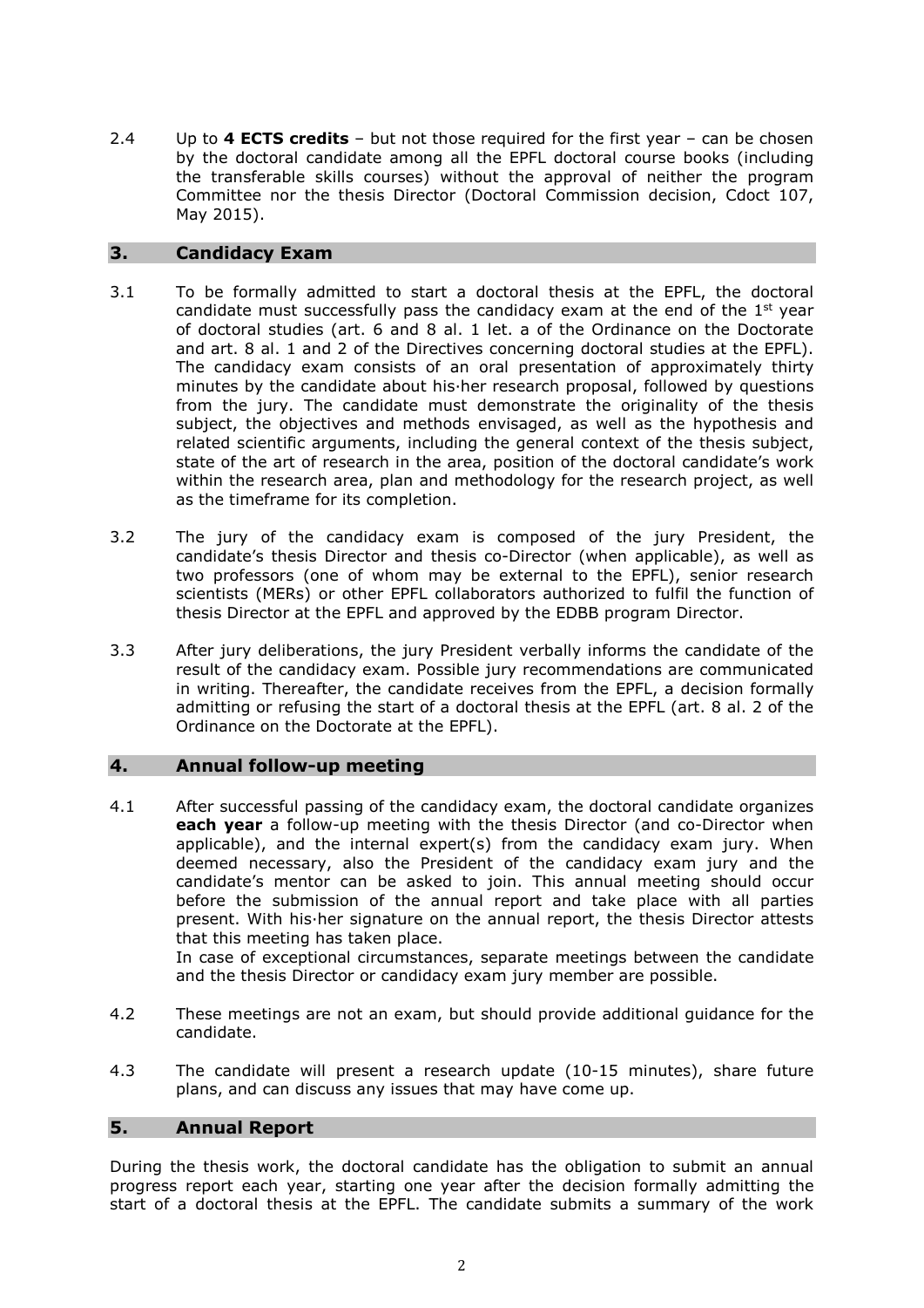2.4 Up to **4 ECTS credits** – but not those required for the first year – can be chosen by the doctoral candidate among all the EPFL doctoral course books (including the transferable skills courses) without the approval of neither the program Committee nor the thesis Director (Doctoral Commission decision, Cdoct 107, May 2015).

## 3. Candidacy Exam

3.1 To be formally admitted to start a doctoral thesis at the EPFL, the doctoral candidate must successfully pass the candidacy exam at the end of the 1st year of doctoral studies (art. 6 and 8 al. 1 let. a of the Ordinance on the Doctorate and art. 8 al. 1 and 2 of the Directives concerning doctoral studies at the EPFL). The candidacy exam consists of an oral presentation of approximately thirty minutes by the candidate about his·her research proposal, followed by questions from the jury. The candidate must demonstrate the originality of the thesis subject, the objectives and methods envisaged, as well as the hypothesis and related scientific arguments, including the general context of the thesis subject, state of the art of research in the area, position of the doctoral candidate's work within the research area, plan and methodology for the research project, as well as the timeframe for its completion.

3.2 The jury of the candidacy exam is composed of the jury President, the candidate's thesis Director and thesis co-Director (when applicable), as well as two professors (one of whom may be external to the EPFL), senior research scientists (MERs) or other EPFL collaborators authorized to fulfil the function of thesis Director at the EPFL and approved by the EDBB program Director.

3.3 After jury deliberations, the jury President verbally informs the candidate of the result of the candidacy exam. Possible jury recommendations are communicated in writing. Thereafter, the candidate receives from the EPFL, a decision formally admitting or refusing the start of a doctoral thesis at the EPFL (art. 8 al. 2 of the Ordinance on the Doctorate at the EPFL).

## 4. Annual follow-up meeting

4.1 After successful passing of the candidacy exam, the doctoral candidate organizes **each year** a follow-up meeting with the thesis Director (and co-Director when applicable), and the internal expert(s) from the candidacy exam jury. When deemed necessary, also the President of the candidacy exam jury and the candidate's mentor can be asked to join. This annual meeting should occur before the submission of the annual report and take place with all parties present. With his·her signature on the annual report, the thesis Director attests that this meeting has taken place.
In case of exceptional circumstances, separate meetings between the candidate and the thesis Director or candidacy exam jury member are possible.

4.2 These meetings are not an exam, but should provide additional guidance for the candidate.

4.3 The candidate will present a research update (10-15 minutes), share future plans, and can discuss any issues that may have come up.

## 5. Annual Report

During the thesis work, the doctoral candidate has the obligation to submit an annual progress report each year, starting one year after the decision formally admitting the start of a doctoral thesis at the EPFL. The candidate submits a summary of the work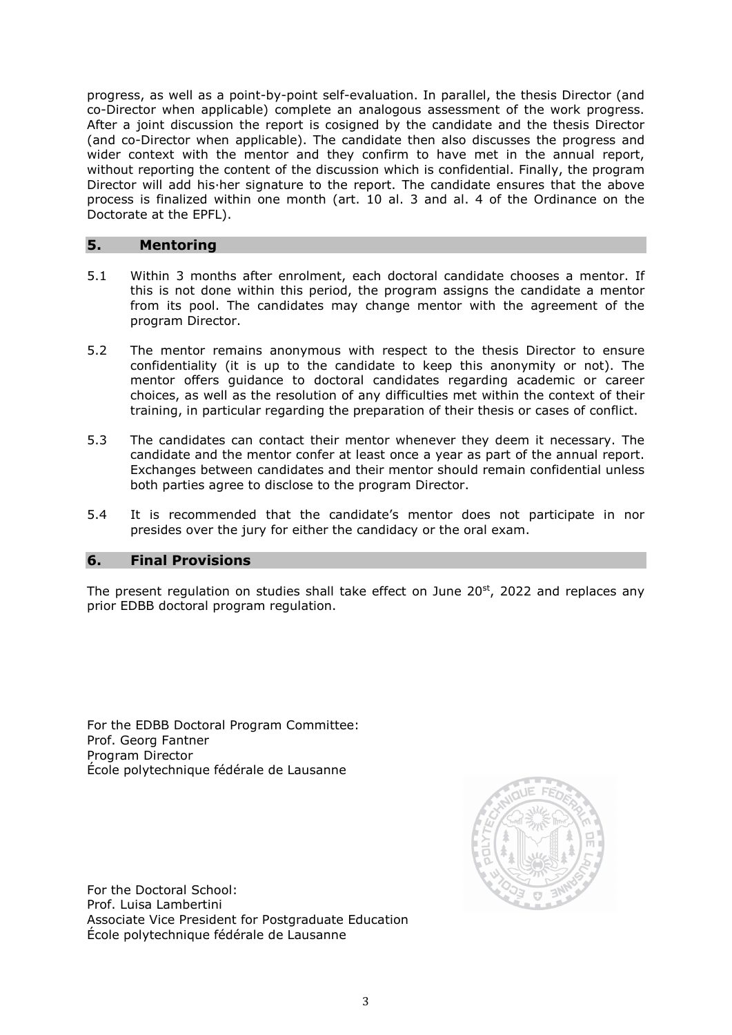progress, as well as a point-by-point self-evaluation. In parallel, the thesis Director (and co-Director when applicable) complete an analogous assessment of the work progress. After a joint discussion the report is cosigned by the candidate and the thesis Director (and co-Director when applicable). The candidate then also discusses the progress and wider context with the mentor and they confirm to have met in the annual report, without reporting the content of the discussion which is confidential. Finally, the program Director will add his·her signature to the report. The candidate ensures that the above process is finalized within one month (art. 10 al. 3 and al. 4 of the Ordinance on the Doctorate at the EPFL).

## 5. Mentoring

5.1 Within 3 months after enrolment, each doctoral candidate chooses a mentor. If this is not done within this period, the program assigns the candidate a mentor from its pool. The candidates may change mentor with the agreement of the program Director.

5.2 The mentor remains anonymous with respect to the thesis Director to ensure confidentiality (it is up to the candidate to keep this anonymity or not). The mentor offers guidance to doctoral candidates regarding academic or career choices, as well as the resolution of any difficulties met within the context of their training, in particular regarding the preparation of their thesis or cases of conflict.

5.3 The candidates can contact their mentor whenever they deem it necessary. The candidate and the mentor confer at least once a year as part of the annual report. Exchanges between candidates and their mentor should remain confidential unless both parties agree to disclose to the program Director.

5.4 It is recommended that the candidate's mentor does not participate in nor presides over the jury for either the candidacy or the oral exam.

## 6. Final Provisions

The present regulation on studies shall take effect on June 20st, 2022 and replaces any prior EDBB doctoral program regulation.

For the EDBB Doctoral Program Committee:
Prof. Georg Fantner
Program Director
École polytechnique fédérale de Lausanne

For the Doctoral School:
Prof. Luisa Lambertini
Associate Vice President for Postgraduate Education
École polytechnique fédérale de Lausanne